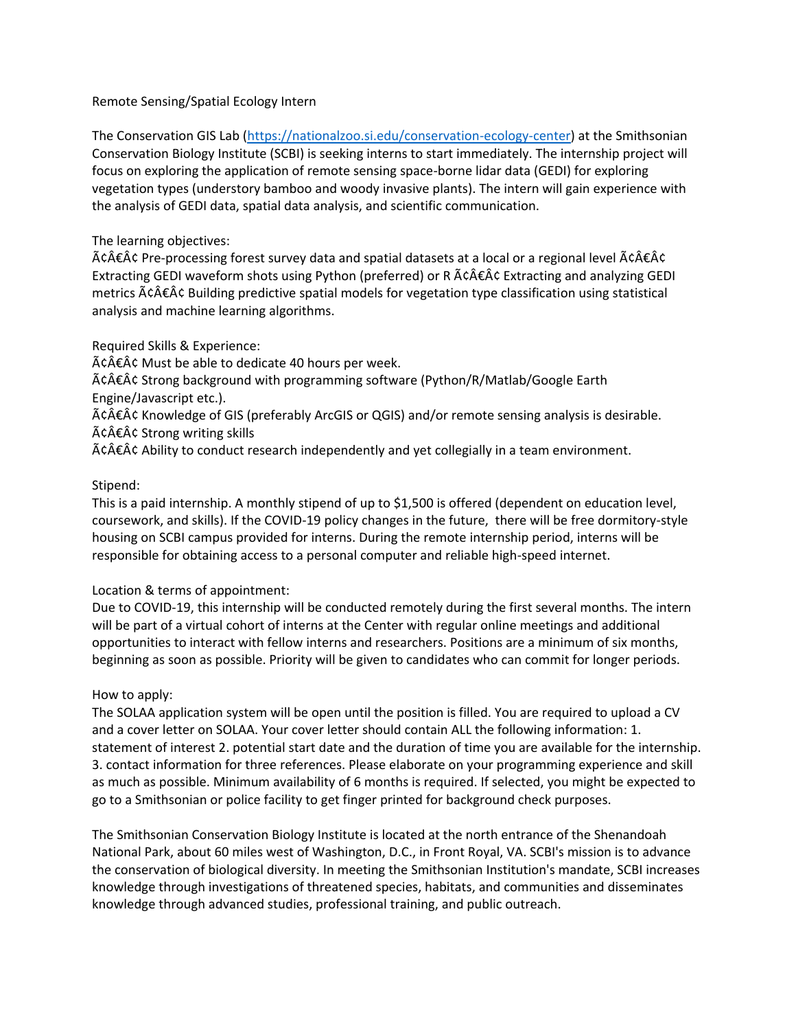Remote Sensing/Spatial Ecology Intern

The Conservation GIS Lab (https://nationalzoo.si.edu/conservation-ecology-center) at the Smithsonian Conservation Biology Institute (SCBI) is seeking interns to start immediately. The internship project will focus on exploring the application of remote sensing space-borne lidar data (GEDI) for exploring vegetation types (understory bamboo and woody invasive plants). The intern will gain experience with the analysis of GEDI data, spatial data analysis, and scientific communication.

The learning objectives:
Ã¢Â€Â¢ Pre-processing forest survey data and spatial datasets at a local or a regional level Ã¢Â€Â¢ Extracting GEDI waveform shots using Python (preferred) or R Ã¢Â€Â¢ Extracting and analyzing GEDI metrics Ã¢Â€Â¢ Building predictive spatial models for vegetation type classification using statistical analysis and machine learning algorithms.

Required Skills & Experience:
Ã¢Â€Â¢ Must be able to dedicate 40 hours per week.
Ã¢Â€Â¢ Strong background with programming software (Python/R/Matlab/Google Earth Engine/Javascript etc.).
Ã¢Â€Â¢ Knowledge of GIS (preferably ArcGIS or QGIS) and/or remote sensing analysis is desirable.
Ã¢Â€Â¢ Strong writing skills
Ã¢Â€Â¢ Ability to conduct research independently and yet collegially in a team environment.

Stipend:
This is a paid internship. A monthly stipend of up to $1,500 is offered (dependent on education level, coursework, and skills). If the COVID-19 policy changes in the future, there will be free dormitory-style housing on SCBI campus provided for interns. During the remote internship period, interns will be responsible for obtaining access to a personal computer and reliable high-speed internet.

Location & terms of appointment:
Due to COVID-19, this internship will be conducted remotely during the first several months. The intern will be part of a virtual cohort of interns at the Center with regular online meetings and additional opportunities to interact with fellow interns and researchers. Positions are a minimum of six months, beginning as soon as possible. Priority will be given to candidates who can commit for longer periods.

How to apply:
The SOLAA application system will be open until the position is filled. You are required to upload a CV and a cover letter on SOLAA. Your cover letter should contain ALL the following information: 1. statement of interest 2. potential start date and the duration of time you are available for the internship. 3. contact information for three references. Please elaborate on your programming experience and skill as much as possible. Minimum availability of 6 months is required. If selected, you might be expected to go to a Smithsonian or police facility to get finger printed for background check purposes.

The Smithsonian Conservation Biology Institute is located at the north entrance of the Shenandoah National Park, about 60 miles west of Washington, D.C., in Front Royal, VA. SCBI's mission is to advance the conservation of biological diversity. In meeting the Smithsonian Institution's mandate, SCBI increases knowledge through investigations of threatened species, habitats, and communities and disseminates knowledge through advanced studies, professional training, and public outreach.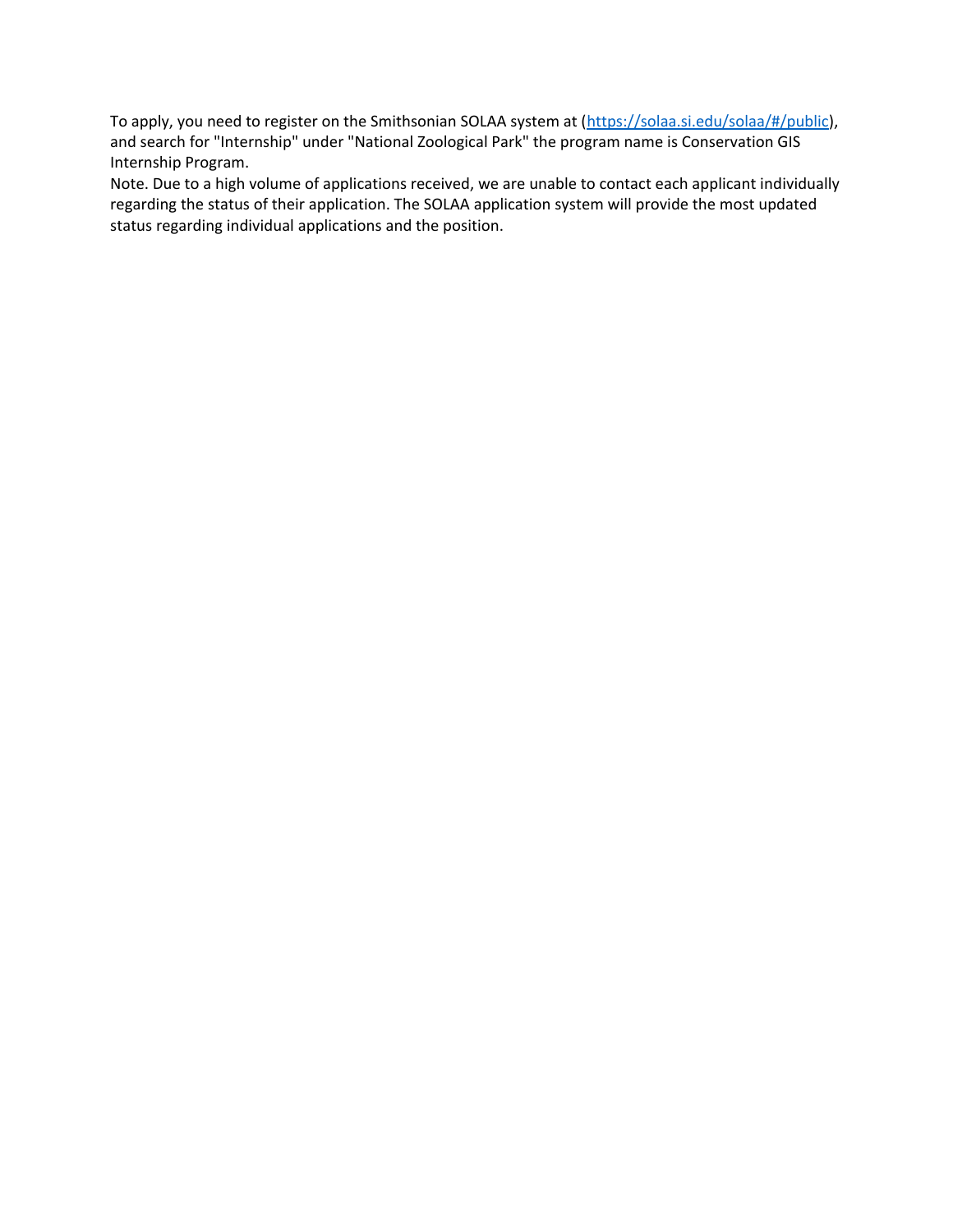To apply, you need to register on the Smithsonian SOLAA system at ([https://solaa.si.edu/solaa/#/public](https://solaa.si.edu/solaa/#/public)), and search for "Internship" under "National Zoological Park" the program name is Conservation GIS Internship Program.

Note. Due to a high volume of applications received, we are unable to contact each applicant individually regarding the status of their application. The SOLAA application system will provide the most updated status regarding individual applications and the position.